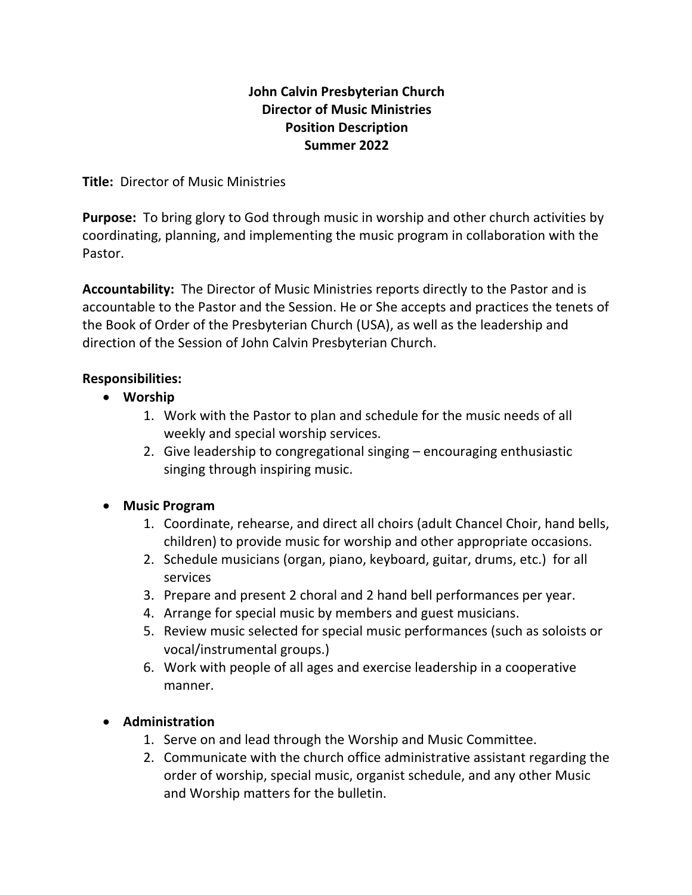# John Calvin Presbyterian Church
# Director of Music Ministries
# Position Description
# Summer 2022

**Title:** Director of Music Ministries

**Purpose:** To bring glory to God through music in worship and other church activities by coordinating, planning, and implementing the music program in collaboration with the Pastor.

**Accountability:** The Director of Music Ministries reports directly to the Pastor and is accountable to the Pastor and the Session. He or She accepts and practices the tenets of the Book of Order of the Presbyterian Church (USA), as well as the leadership and direction of the Session of John Calvin Presbyterian Church.

**Responsibilities:**

- **Worship**
  1. Work with the Pastor to plan and schedule for the music needs of all weekly and special worship services.
  2. Give leadership to congregational singing – encouraging enthusiastic singing through inspiring music.

- **Music Program**
  1. Coordinate, rehearse, and direct all choirs (adult Chancel Choir, hand bells, children) to provide music for worship and other appropriate occasions.
  2. Schedule musicians (organ, piano, keyboard, guitar, drums, etc.) for all services
  3. Prepare and present 2 choral and 2 hand bell performances per year.
  4. Arrange for special music by members and guest musicians.
  5. Review music selected for special music performances (such as soloists or vocal/instrumental groups.)
  6. Work with people of all ages and exercise leadership in a cooperative manner.

- **Administration**
  1. Serve on and lead through the Worship and Music Committee.
  2. Communicate with the church office administrative assistant regarding the order of worship, special music, organist schedule, and any other Music and Worship matters for the bulletin.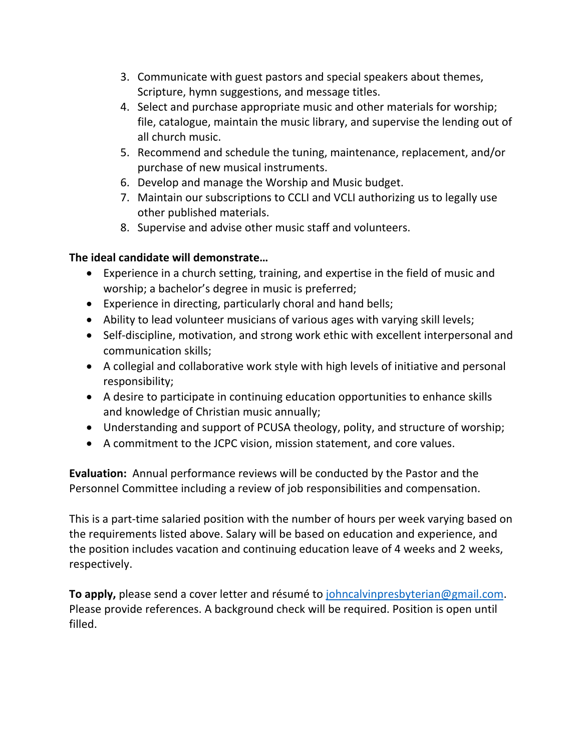3. Communicate with guest pastors and special speakers about themes, Scripture, hymn suggestions, and message titles.
4. Select and purchase appropriate music and other materials for worship; file, catalogue, maintain the music library, and supervise the lending out of all church music.
5. Recommend and schedule the tuning, maintenance, replacement, and/or purchase of new musical instruments.
6. Develop and manage the Worship and Music budget.
7. Maintain our subscriptions to CCLI and VCLI authorizing us to legally use other published materials.
8. Supervise and advise other music staff and volunteers.

**The ideal candidate will demonstrate…**

- Experience in a church setting, training, and expertise in the field of music and worship; a bachelor's degree in music is preferred;
- Experience in directing, particularly choral and hand bells;
- Ability to lead volunteer musicians of various ages with varying skill levels;
- Self-discipline, motivation, and strong work ethic with excellent interpersonal and communication skills;
- A collegial and collaborative work style with high levels of initiative and personal responsibility;
- A desire to participate in continuing education opportunities to enhance skills and knowledge of Christian music annually;
- Understanding and support of PCUSA theology, polity, and structure of worship;
- A commitment to the JCPC vision, mission statement, and core values.

**Evaluation:** Annual performance reviews will be conducted by the Pastor and the Personnel Committee including a review of job responsibilities and compensation.

This is a part-time salaried position with the number of hours per week varying based on the requirements listed above. Salary will be based on education and experience, and the position includes vacation and continuing education leave of 4 weeks and 2 weeks, respectively.

**To apply,** please send a cover letter and résumé to johncalvinpresbyterian@gmail.com. Please provide references. A background check will be required. Position is open until filled.